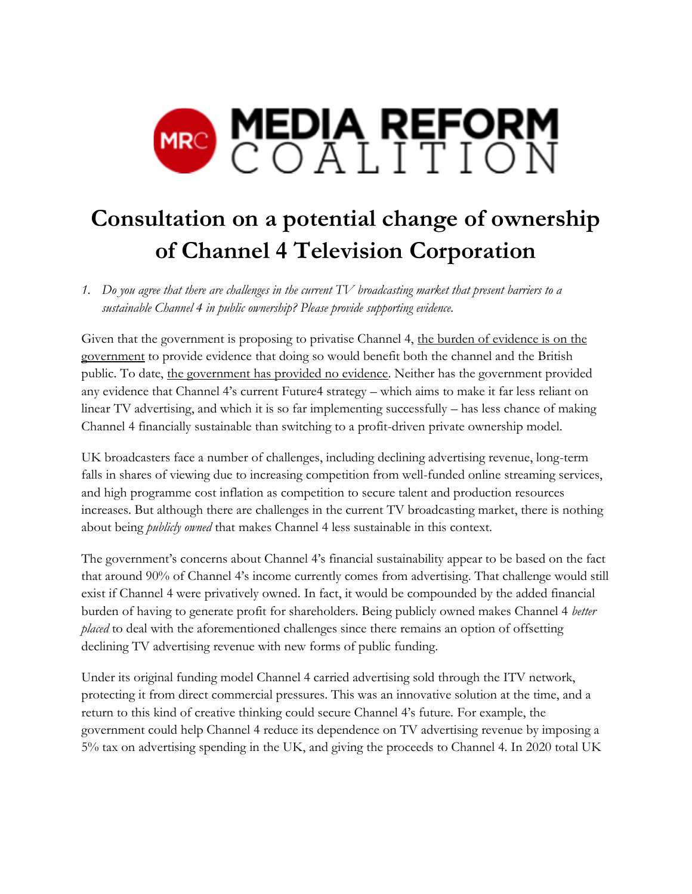# Consultation on a potential change of ownership of Channel 4 Television Corporation

1. *Do you agree that there are challenges in the current TV broadcasting market that present barriers to a sustainable Channel 4 in public ownership? Please provide supporting evidence.*

Given that the government is proposing to privatise Channel 4, the burden of evidence is on the government to provide evidence that doing so would benefit both the channel and the British public. To date, the government has provided no evidence. Neither has the government provided any evidence that Channel 4's current Future4 strategy – which aims to make it far less reliant on linear TV advertising, and which it is so far implementing successfully – has less chance of making Channel 4 financially sustainable than switching to a profit-driven private ownership model.

UK broadcasters face a number of challenges, including declining advertising revenue, long-term falls in shares of viewing due to increasing competition from well-funded online streaming services, and high programme cost inflation as competition to secure talent and production resources increases. But although there are challenges in the current TV broadcasting market, there is nothing about being *publicly owned* that makes Channel 4 less sustainable in this context.

The government's concerns about Channel 4's financial sustainability appear to be based on the fact that around 90% of Channel 4's income currently comes from advertising. That challenge would still exist if Channel 4 were privatively owned. In fact, it would be compounded by the added financial burden of having to generate profit for shareholders. Being publicly owned makes Channel 4 *better placed* to deal with the aforementioned challenges since there remains an option of offsetting declining TV advertising revenue with new forms of public funding.

Under its original funding model Channel 4 carried advertising sold through the ITV network, protecting it from direct commercial pressures. This was an innovative solution at the time, and a return to this kind of creative thinking could secure Channel 4's future. For example, the government could help Channel 4 reduce its dependence on TV advertising revenue by imposing a 5% tax on advertising spending in the UK, and giving the proceeds to Channel 4. In 2020 total UK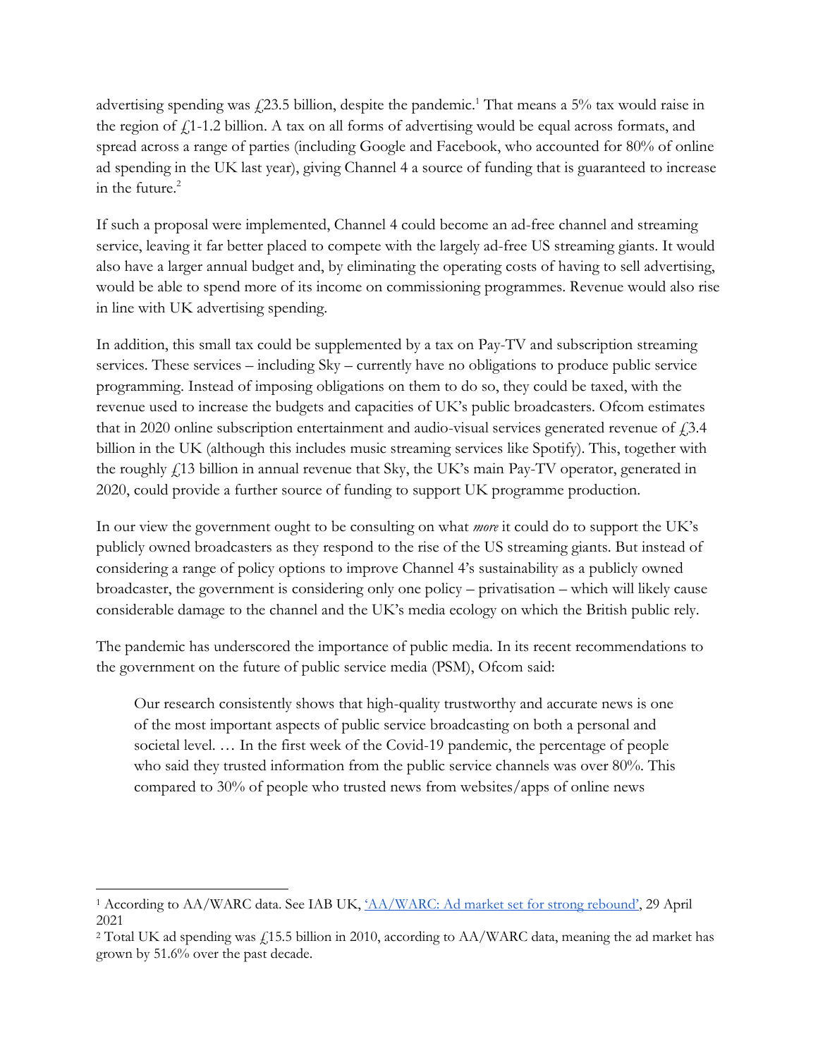advertising spending was £23.5 billion, despite the pandemic.[1] That means a 5% tax would raise in the region of £1-1.2 billion. A tax on all forms of advertising would be equal across formats, and spread across a range of parties (including Google and Facebook, who accounted for 80% of online ad spending in the UK last year), giving Channel 4 a source of funding that is guaranteed to increase in the future.[2]

If such a proposal were implemented, Channel 4 could become an ad-free channel and streaming service, leaving it far better placed to compete with the largely ad-free US streaming giants. It would also have a larger annual budget and, by eliminating the operating costs of having to sell advertising, would be able to spend more of its income on commissioning programmes. Revenue would also rise in line with UK advertising spending.

In addition, this small tax could be supplemented by a tax on Pay-TV and subscription streaming services. These services – including Sky – currently have no obligations to produce public service programming. Instead of imposing obligations on them to do so, they could be taxed, with the revenue used to increase the budgets and capacities of UK's public broadcasters. Ofcom estimates that in 2020 online subscription entertainment and audio-visual services generated revenue of £3.4 billion in the UK (although this includes music streaming services like Spotify). This, together with the roughly £13 billion in annual revenue that Sky, the UK's main Pay-TV operator, generated in 2020, could provide a further source of funding to support UK programme production.

In our view the government ought to be consulting on what *more* it could do to support the UK's publicly owned broadcasters as they respond to the rise of the US streaming giants. But instead of considering a range of policy options to improve Channel 4's sustainability as a publicly owned broadcaster, the government is considering only one policy – privatisation – which will likely cause considerable damage to the channel and the UK's media ecology on which the British public rely.

The pandemic has underscored the importance of public media. In its recent recommendations to the government on the future of public service media (PSM), Ofcom said:

> Our research consistently shows that high-quality trustworthy and accurate news is one of the most important aspects of public service broadcasting on both a personal and societal level. … In the first week of the Covid-19 pandemic, the percentage of people who said they trusted information from the public service channels was over 80%. This compared to 30% of people who trusted news from websites/apps of online news

---

[1] According to AA/WARC data. See IAB UK, 'AA/WARC: Ad market set for strong rebound', 29 April 2021

[2] Total UK ad spending was £15.5 billion in 2010, according to AA/WARC data, meaning the ad market has grown by 51.6% over the past decade.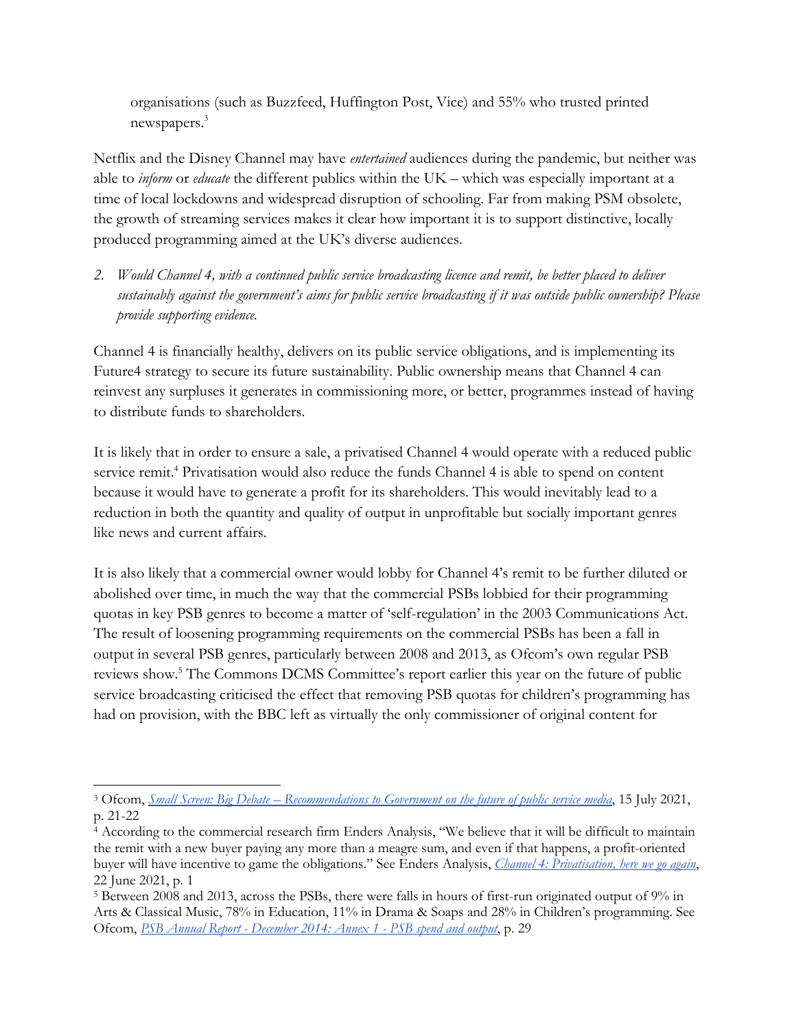organisations (such as Buzzfeed, Huffington Post, Vice) and 55% who trusted printed newspapers.[3]

Netflix and the Disney Channel may have *entertained* audiences during the pandemic, but neither was able to *inform* or *educate* the different publics within the UK – which was especially important at a time of local lockdowns and widespread disruption of schooling. Far from making PSM obsolete, the growth of streaming services makes it clear how important it is to support distinctive, locally produced programming aimed at the UK's diverse audiences.

2. *Would Channel 4, with a continued public service broadcasting licence and remit, be better placed to deliver sustainably against the government's aims for public service broadcasting if it was outside public ownership? Please provide supporting evidence.*

Channel 4 is financially healthy, delivers on its public service obligations, and is implementing its Future4 strategy to secure its future sustainability. Public ownership means that Channel 4 can reinvest any surpluses it generates in commissioning more, or better, programmes instead of having to distribute funds to shareholders.

It is likely that in order to ensure a sale, a privatised Channel 4 would operate with a reduced public service remit.[4] Privatisation would also reduce the funds Channel 4 is able to spend on content because it would have to generate a profit for its shareholders. This would inevitably lead to a reduction in both the quantity and quality of output in unprofitable but socially important genres like news and current affairs.

It is also likely that a commercial owner would lobby for Channel 4's remit to be further diluted or abolished over time, in much the way that the commercial PSBs lobbied for their programming quotas in key PSB genres to become a matter of 'self-regulation' in the 2003 Communications Act. The result of loosening programming requirements on the commercial PSBs has been a fall in output in several PSB genres, particularly between 2008 and 2013, as Ofcom's own regular PSB reviews show.[5] The Commons DCMS Committee's report earlier this year on the future of public service broadcasting criticised the effect that removing PSB quotas for children's programming has had on provision, with the BBC left as virtually the only commissioner of original content for

---

[3] Ofcom, *Small Screen: Big Debate – Recommendations to Government on the future of public service media*, 15 July 2021, p. 21-22

[4] According to the commercial research firm Enders Analysis, "We believe that it will be difficult to maintain the remit with a new buyer paying any more than a meagre sum, and even if that happens, a profit-oriented buyer will have incentive to game the obligations." See Enders Analysis, *Channel 4: Privatisation, here we go again*, 22 June 2021, p. 1

[5] Between 2008 and 2013, across the PSBs, there were falls in hours of first-run originated output of 9% in Arts & Classical Music, 78% in Education, 11% in Drama & Soaps and 28% in Children's programming. See Ofcom, *PSB Annual Report - December 2014: Annex 1 - PSB spend and output*, p. 29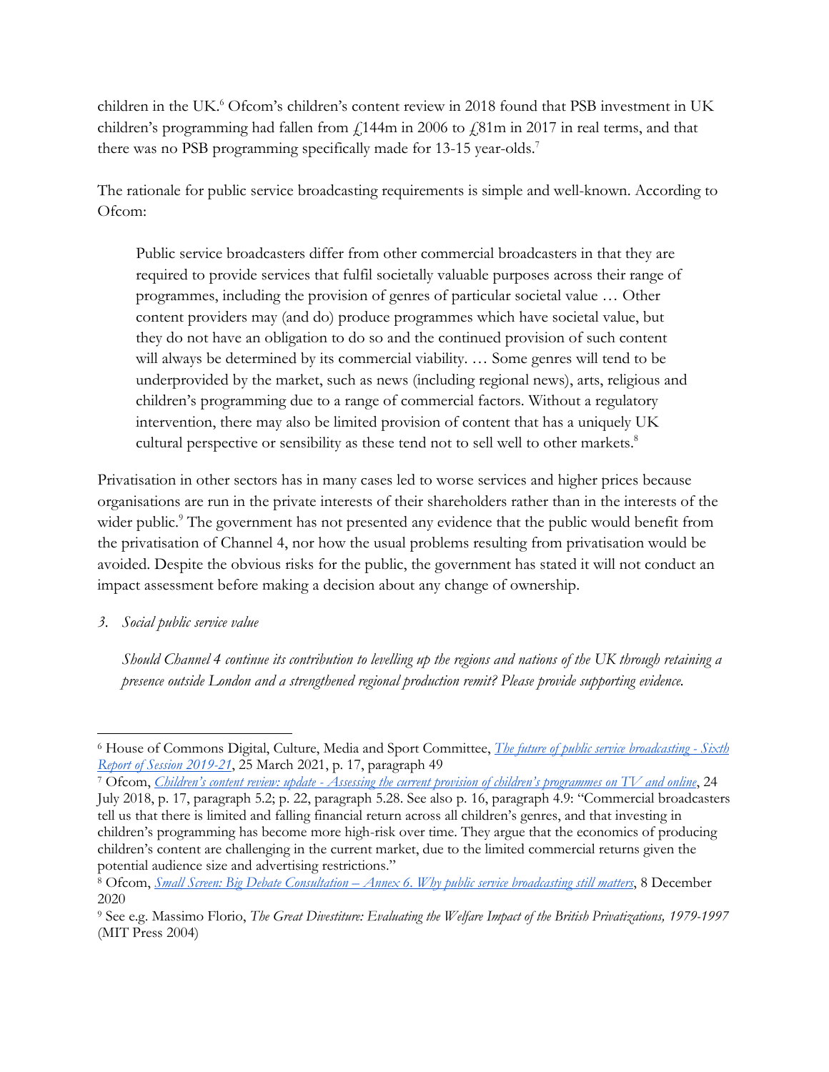children in the UK.[6] Ofcom's children's content review in 2018 found that PSB investment in UK children's programming had fallen from £144m in 2006 to £81m in 2017 in real terms, and that there was no PSB programming specifically made for 13-15 year-olds.[7]

The rationale for public service broadcasting requirements is simple and well-known. According to Ofcom:

> Public service broadcasters differ from other commercial broadcasters in that they are required to provide services that fulfil societally valuable purposes across their range of programmes, including the provision of genres of particular societal value … Other content providers may (and do) produce programmes which have societal value, but they do not have an obligation to do so and the continued provision of such content will always be determined by its commercial viability. … Some genres will tend to be underprovided by the market, such as news (including regional news), arts, religious and children's programming due to a range of commercial factors. Without a regulatory intervention, there may also be limited provision of content that has a uniquely UK cultural perspective or sensibility as these tend not to sell well to other markets.[8]

Privatisation in other sectors has in many cases led to worse services and higher prices because organisations are run in the private interests of their shareholders rather than in the interests of the wider public.[9] The government has not presented any evidence that the public would benefit from the privatisation of Channel 4, nor how the usual problems resulting from privatisation would be avoided. Despite the obvious risks for the public, the government has stated it will not conduct an impact assessment before making a decision about any change of ownership.

*3. Social public service value*

*Should Channel 4 continue its contribution to levelling up the regions and nations of the UK through retaining a presence outside London and a strengthened regional production remit? Please provide supporting evidence.*

---

[6] House of Commons Digital, Culture, Media and Sport Committee, *The future of public service broadcasting - Sixth Report of Session 2019-21*, 25 March 2021, p. 17, paragraph 49

[7] Ofcom, *Children's content review: update - Assessing the current provision of children's programmes on TV and online*, 24 July 2018, p. 17, paragraph 5.2; p. 22, paragraph 5.28. See also p. 16, paragraph 4.9: "Commercial broadcasters tell us that there is limited and falling financial return across all children's genres, and that investing in children's programming has become more high-risk over time. They argue that the economics of producing children's content are challenging in the current market, due to the limited commercial returns given the potential audience size and advertising restrictions."

[8] Ofcom, *Small Screen: Big Debate Consultation – Annex 6. Why public service broadcasting still matters*, 8 December 2020

[9] See e.g. Massimo Florio, *The Great Divestiture: Evaluating the Welfare Impact of the British Privatizations, 1979-1997* (MIT Press 2004)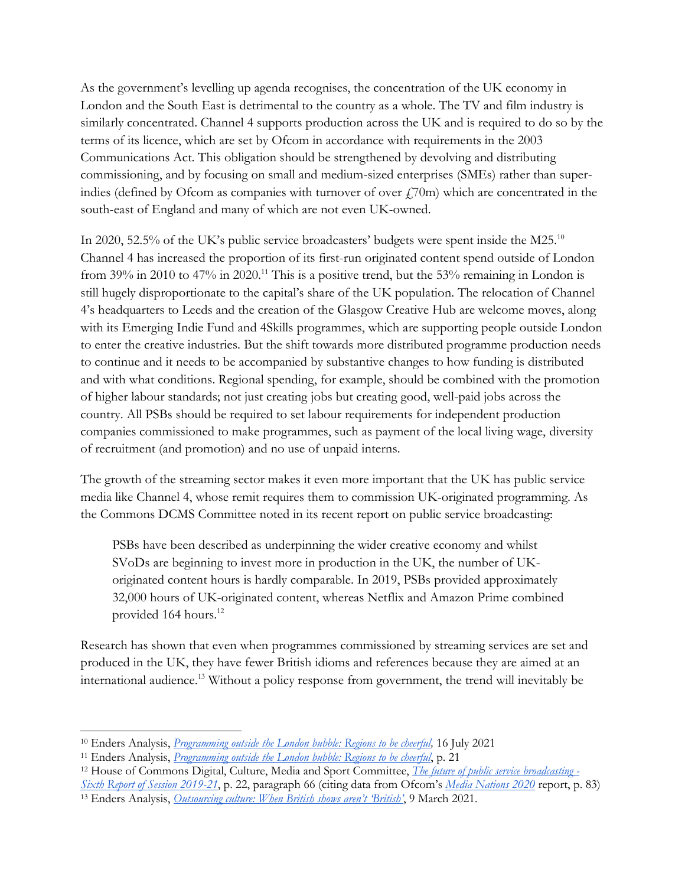As the government's levelling up agenda recognises, the concentration of the UK economy in London and the South East is detrimental to the country as a whole. The TV and film industry is similarly concentrated. Channel 4 supports production across the UK and is required to do so by the terms of its licence, which are set by Ofcom in accordance with requirements in the 2003 Communications Act. This obligation should be strengthened by devolving and distributing commissioning, and by focusing on small and medium-sized enterprises (SMEs) rather than super-indies (defined by Ofcom as companies with turnover of over £70m) which are concentrated in the south-east of England and many of which are not even UK-owned.

In 2020, 52.5% of the UK's public service broadcasters' budgets were spent inside the M25.[10] Channel 4 has increased the proportion of its first-run originated content spend outside of London from 39% in 2010 to 47% in 2020.[11] This is a positive trend, but the 53% remaining in London is still hugely disproportionate to the capital's share of the UK population. The relocation of Channel 4's headquarters to Leeds and the creation of the Glasgow Creative Hub are welcome moves, along with its Emerging Indie Fund and 4Skills programmes, which are supporting people outside London to enter the creative industries. But the shift towards more distributed programme production needs to continue and it needs to be accompanied by substantive changes to how funding is distributed and with what conditions. Regional spending, for example, should be combined with the promotion of higher labour standards; not just creating jobs but creating good, well-paid jobs across the country. All PSBs should be required to set labour requirements for independent production companies commissioned to make programmes, such as payment of the local living wage, diversity of recruitment (and promotion) and no use of unpaid interns.

The growth of the streaming sector makes it even more important that the UK has public service media like Channel 4, whose remit requires them to commission UK-originated programming. As the Commons DCMS Committee noted in its recent report on public service broadcasting:

> PSBs have been described as underpinning the wider creative economy and whilst SVoDs are beginning to invest more in production in the UK, the number of UK-originated content hours is hardly comparable. In 2019, PSBs provided approximately 32,000 hours of UK-originated content, whereas Netflix and Amazon Prime combined provided 164 hours.[12]

Research has shown that even when programmes commissioned by streaming services are set and produced in the UK, they have fewer British idioms and references because they are aimed at an international audience.[13] Without a policy response from government, the trend will inevitably be

---

[10] Enders Analysis, *Programming outside the London bubble: Regions to be cheerful,* 16 July 2021

[11] Enders Analysis, *Programming outside the London bubble: Regions to be cheerful*, p. 21

[12] House of Commons Digital, Culture, Media and Sport Committee, *The future of public service broadcasting - Sixth Report of Session 2019-21*, p. 22, paragraph 66 (citing data from Ofcom's *Media Nations 2020* report, p. 83)

[13] Enders Analysis, *Outsourcing culture: When British shows aren't 'British'*, 9 March 2021.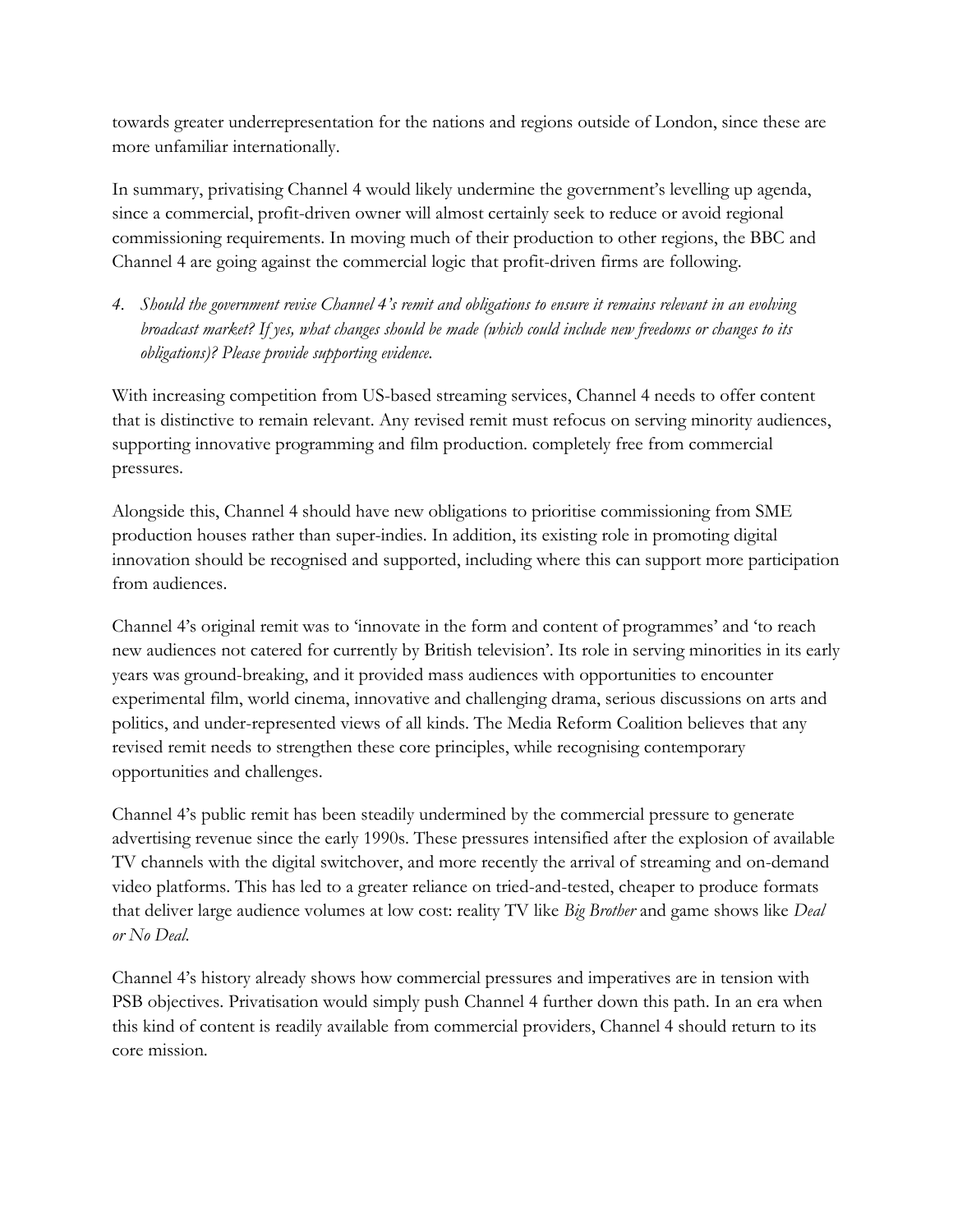towards greater underrepresentation for the nations and regions outside of London, since these are more unfamiliar internationally.

In summary, privatising Channel 4 would likely undermine the government's levelling up agenda, since a commercial, profit-driven owner will almost certainly seek to reduce or avoid regional commissioning requirements. In moving much of their production to other regions, the BBC and Channel 4 are going against the commercial logic that profit-driven firms are following.

4. *Should the government revise Channel 4's remit and obligations to ensure it remains relevant in an evolving broadcast market? If yes, what changes should be made (which could include new freedoms or changes to its obligations)? Please provide supporting evidence.*

With increasing competition from US-based streaming services, Channel 4 needs to offer content that is distinctive to remain relevant. Any revised remit must refocus on serving minority audiences, supporting innovative programming and film production. completely free from commercial pressures.

Alongside this, Channel 4 should have new obligations to prioritise commissioning from SME production houses rather than super-indies. In addition, its existing role in promoting digital innovation should be recognised and supported, including where this can support more participation from audiences.

Channel 4's original remit was to 'innovate in the form and content of programmes' and 'to reach new audiences not catered for currently by British television'. Its role in serving minorities in its early years was ground-breaking, and it provided mass audiences with opportunities to encounter experimental film, world cinema, innovative and challenging drama, serious discussions on arts and politics, and under-represented views of all kinds. The Media Reform Coalition believes that any revised remit needs to strengthen these core principles, while recognising contemporary opportunities and challenges.

Channel 4's public remit has been steadily undermined by the commercial pressure to generate advertising revenue since the early 1990s. These pressures intensified after the explosion of available TV channels with the digital switchover, and more recently the arrival of streaming and on-demand video platforms. This has led to a greater reliance on tried-and-tested, cheaper to produce formats that deliver large audience volumes at low cost: reality TV like *Big Brother* and game shows like *Deal or No Deal*.

Channel 4's history already shows how commercial pressures and imperatives are in tension with PSB objectives. Privatisation would simply push Channel 4 further down this path. In an era when this kind of content is readily available from commercial providers, Channel 4 should return to its core mission.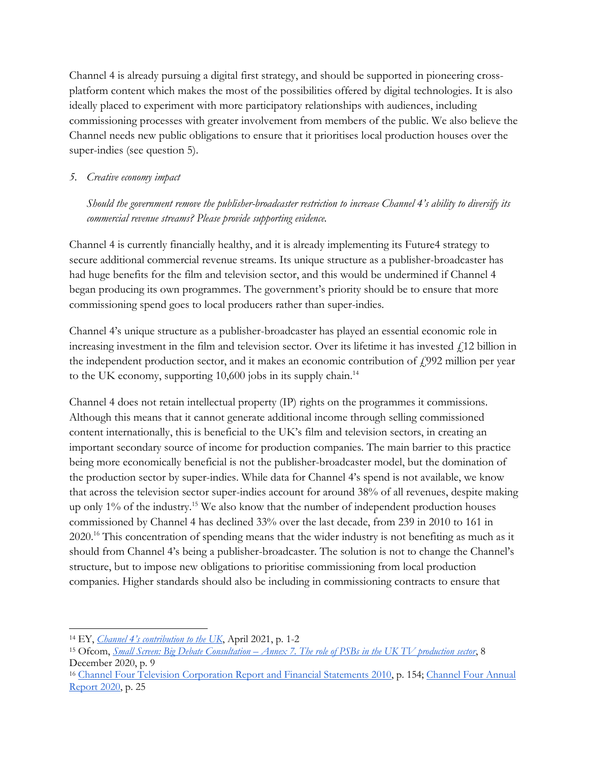Channel 4 is already pursuing a digital first strategy, and should be supported in pioneering cross-platform content which makes the most of the possibilities offered by digital technologies. It is also ideally placed to experiment with more participatory relationships with audiences, including commissioning processes with greater involvement from members of the public. We also believe the Channel needs new public obligations to ensure that it prioritises local production houses over the super-indies (see question 5).

5. *Creative economy impact*

*Should the government remove the publisher-broadcaster restriction to increase Channel 4's ability to diversify its commercial revenue streams? Please provide supporting evidence.*

Channel 4 is currently financially healthy, and it is already implementing its Future4 strategy to secure additional commercial revenue streams. Its unique structure as a publisher-broadcaster has had huge benefits for the film and television sector, and this would be undermined if Channel 4 began producing its own programmes. The government's priority should be to ensure that more commissioning spend goes to local producers rather than super-indies.

Channel 4's unique structure as a publisher-broadcaster has played an essential economic role in increasing investment in the film and television sector. Over its lifetime it has invested £12 billion in the independent production sector, and it makes an economic contribution of £992 million per year to the UK economy, supporting 10,600 jobs in its supply chain.[14]

Channel 4 does not retain intellectual property (IP) rights on the programmes it commissions. Although this means that it cannot generate additional income through selling commissioned content internationally, this is beneficial to the UK's film and television sectors, in creating an important secondary source of income for production companies. The main barrier to this practice being more economically beneficial is not the publisher-broadcaster model, but the domination of the production sector by super-indies. While data for Channel 4's spend is not available, we know that across the television sector super-indies account for around 38% of all revenues, despite making up only 1% of the industry.[15] We also know that the number of independent production houses commissioned by Channel 4 has declined 33% over the last decade, from 239 in 2010 to 161 in 2020.[16] This concentration of spending means that the wider industry is not benefiting as much as it should from Channel 4's being a publisher-broadcaster. The solution is not to change the Channel's structure, but to impose new obligations to prioritise commissioning from local production companies. Higher standards should also be including in commissioning contracts to ensure that

---

[14] EY, *Channel 4's contribution to the UK*, April 2021, p. 1-2

[15] Ofcom, *Small Screen: Big Debate Consultation – Annex 7. The role of PSBs in the UK TV production sector*, 8 December 2020, p. 9

[16] Channel Four Television Corporation Report and Financial Statements 2010, p. 154; Channel Four Annual Report 2020, p. 25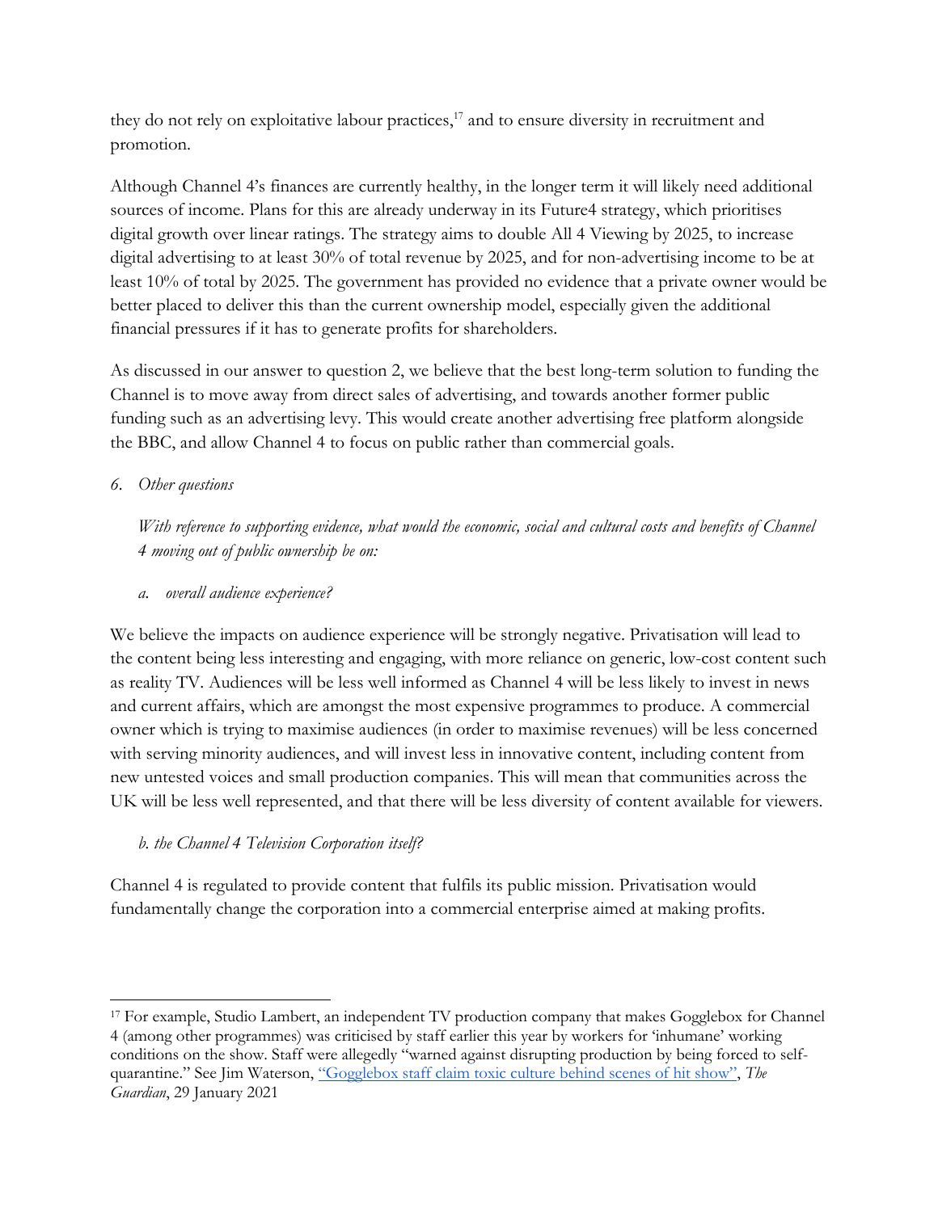they do not rely on exploitative labour practices,[17] and to ensure diversity in recruitment and promotion.

Although Channel 4's finances are currently healthy, in the longer term it will likely need additional sources of income. Plans for this are already underway in its Future4 strategy, which prioritises digital growth over linear ratings. The strategy aims to double All 4 Viewing by 2025, to increase digital advertising to at least 30% of total revenue by 2025, and for non-advertising income to be at least 10% of total by 2025. The government has provided no evidence that a private owner would be better placed to deliver this than the current ownership model, especially given the additional financial pressures if it has to generate profits for shareholders.

As discussed in our answer to question 2, we believe that the best long-term solution to funding the Channel is to move away from direct sales of advertising, and towards another former public funding such as an advertising levy. This would create another advertising free platform alongside the BBC, and allow Channel 4 to focus on public rather than commercial goals.

6. *Other questions*

*With reference to supporting evidence, what would the economic, social and cultural costs and benefits of Channel 4 moving out of public ownership be on:*

a. *overall audience experience?*

We believe the impacts on audience experience will be strongly negative. Privatisation will lead to the content being less interesting and engaging, with more reliance on generic, low-cost content such as reality TV. Audiences will be less well informed as Channel 4 will be less likely to invest in news and current affairs, which are amongst the most expensive programmes to produce. A commercial owner which is trying to maximise audiences (in order to maximise revenues) will be less concerned with serving minority audiences, and will invest less in innovative content, including content from new untested voices and small production companies. This will mean that communities across the UK will be less well represented, and that there will be less diversity of content available for viewers.

b. *the Channel 4 Television Corporation itself?*

Channel 4 is regulated to provide content that fulfils its public mission. Privatisation would fundamentally change the corporation into a commercial enterprise aimed at making profits.

---

[17] For example, Studio Lambert, an independent TV production company that makes Gogglebox for Channel 4 (among other programmes) was criticised by staff earlier this year by workers for 'inhumane' working conditions on the show. Staff were allegedly "warned against disrupting production by being forced to self-quarantine." See Jim Waterson, "Gogglebox staff claim toxic culture behind scenes of hit show", *The Guardian*, 29 January 2021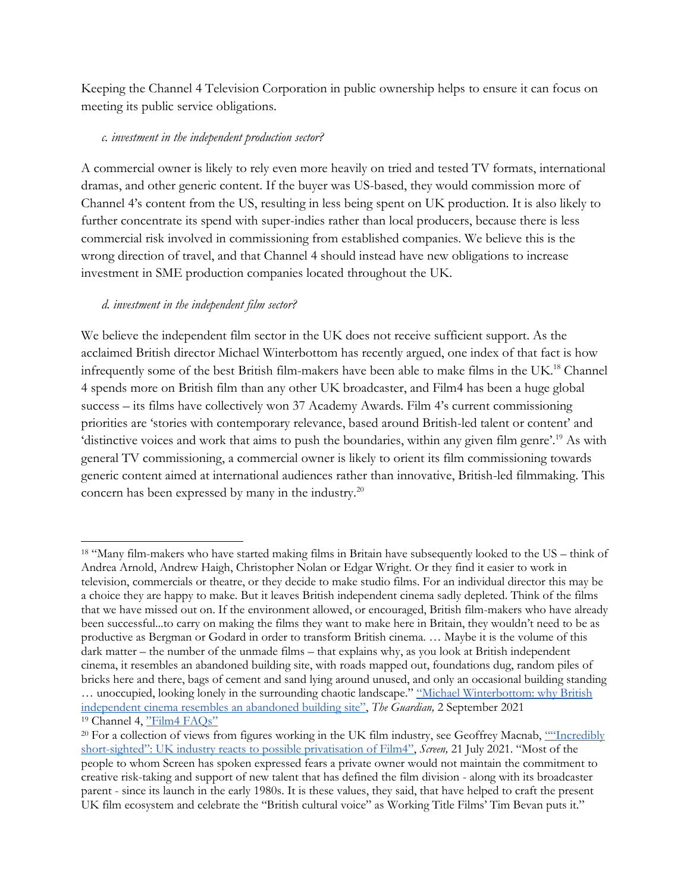Keeping the Channel 4 Television Corporation in public ownership helps to ensure it can focus on meeting its public service obligations.

*c. investment in the independent production sector?*

A commercial owner is likely to rely even more heavily on tried and tested TV formats, international dramas, and other generic content. If the buyer was US-based, they would commission more of Channel 4's content from the US, resulting in less being spent on UK production. It is also likely to further concentrate its spend with super-indies rather than local producers, because there is less commercial risk involved in commissioning from established companies. We believe this is the wrong direction of travel, and that Channel 4 should instead have new obligations to increase investment in SME production companies located throughout the UK.

*d. investment in the independent film sector?*

We believe the independent film sector in the UK does not receive sufficient support. As the acclaimed British director Michael Winterbottom has recently argued, one index of that fact is how infrequently some of the best British film-makers have been able to make films in the UK.[18] Channel 4 spends more on British film than any other UK broadcaster, and Film4 has been a huge global success – its films have collectively won 37 Academy Awards. Film 4's current commissioning priorities are 'stories with contemporary relevance, based around British-led talent or content' and 'distinctive voices and work that aims to push the boundaries, within any given film genre'.[19] As with general TV commissioning, a commercial owner is likely to orient its film commissioning towards generic content aimed at international audiences rather than innovative, British-led filmmaking. This concern has been expressed by many in the industry.[20]

---

[18] "Many film-makers who have started making films in Britain have subsequently looked to the US – think of Andrea Arnold, Andrew Haigh, Christopher Nolan or Edgar Wright. Or they find it easier to work in television, commercials or theatre, or they decide to make studio films. For an individual director this may be a choice they are happy to make. But it leaves British independent cinema sadly depleted. Think of the films that we have missed out on. If the environment allowed, or encouraged, British film-makers who have already been successful...to carry on making the films they want to make here in Britain, they wouldn't need to be as productive as Bergman or Godard in order to transform British cinema. … Maybe it is the volume of this dark matter – the number of the unmade films – that explains why, as you look at British independent cinema, it resembles an abandoned building site, with roads mapped out, foundations dug, random piles of bricks here and there, bags of cement and sand lying around unused, and only an occasional building standing … unoccupied, looking lonely in the surrounding chaotic landscape." "Michael Winterbottom: why British independent cinema resembles an abandoned building site", *The Guardian,* 2 September 2021

[19] Channel 4, "Film4 FAQs"

[20] For a collection of views from figures working in the UK film industry, see Geoffrey Macnab, ""Incredibly short-sighted": UK industry reacts to possible privatisation of Film4", *Screen,* 21 July 2021. "Most of the people to whom Screen has spoken expressed fears a private owner would not maintain the commitment to creative risk-taking and support of new talent that has defined the film division - along with its broadcaster parent - since its launch in the early 1980s. It is these values, they said, that have helped to craft the present UK film ecosystem and celebrate the "British cultural voice" as Working Title Films' Tim Bevan puts it."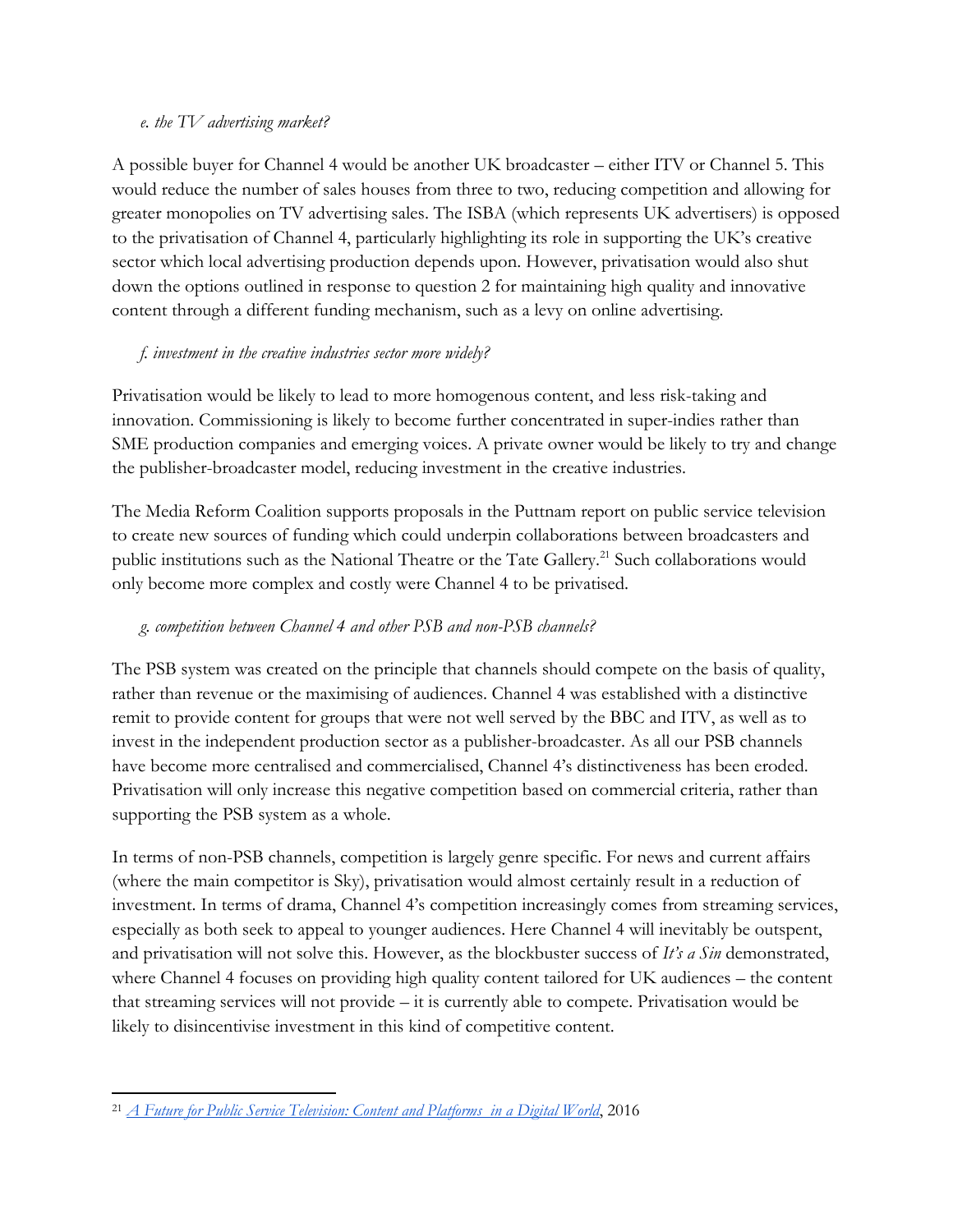*e. the TV advertising market?*

A possible buyer for Channel 4 would be another UK broadcaster – either ITV or Channel 5. This would reduce the number of sales houses from three to two, reducing competition and allowing for greater monopolies on TV advertising sales. The ISBA (which represents UK advertisers) is opposed to the privatisation of Channel 4, particularly highlighting its role in supporting the UK's creative sector which local advertising production depends upon. However, privatisation would also shut down the options outlined in response to question 2 for maintaining high quality and innovative content through a different funding mechanism, such as a levy on online advertising.

*f. investment in the creative industries sector more widely?*

Privatisation would be likely to lead to more homogenous content, and less risk-taking and innovation. Commissioning is likely to become further concentrated in super-indies rather than SME production companies and emerging voices. A private owner would be likely to try and change the publisher-broadcaster model, reducing investment in the creative industries.

The Media Reform Coalition supports proposals in the Puttnam report on public service television to create new sources of funding which could underpin collaborations between broadcasters and public institutions such as the National Theatre or the Tate Gallery.[21] Such collaborations would only become more complex and costly were Channel 4 to be privatised.

*g. competition between Channel 4 and other PSB and non-PSB channels?*

The PSB system was created on the principle that channels should compete on the basis of quality, rather than revenue or the maximising of audiences. Channel 4 was established with a distinctive remit to provide content for groups that were not well served by the BBC and ITV, as well as to invest in the independent production sector as a publisher-broadcaster. As all our PSB channels have become more centralised and commercialised, Channel 4's distinctiveness has been eroded. Privatisation will only increase this negative competition based on commercial criteria, rather than supporting the PSB system as a whole.

In terms of non-PSB channels, competition is largely genre specific. For news and current affairs (where the main competitor is Sky), privatisation would almost certainly result in a reduction of investment. In terms of drama, Channel 4's competition increasingly comes from streaming services, especially as both seek to appeal to younger audiences. Here Channel 4 will inevitably be outspent, and privatisation will not solve this. However, as the blockbuster success of *It's a Sin* demonstrated, where Channel 4 focuses on providing high quality content tailored for UK audiences – the content that streaming services will not provide – it is currently able to compete. Privatisation would be likely to disincentivise investment in this kind of competitive content.

---

[21] *A Future for Public Service Television: Content and Platforms in a Digital World*, 2016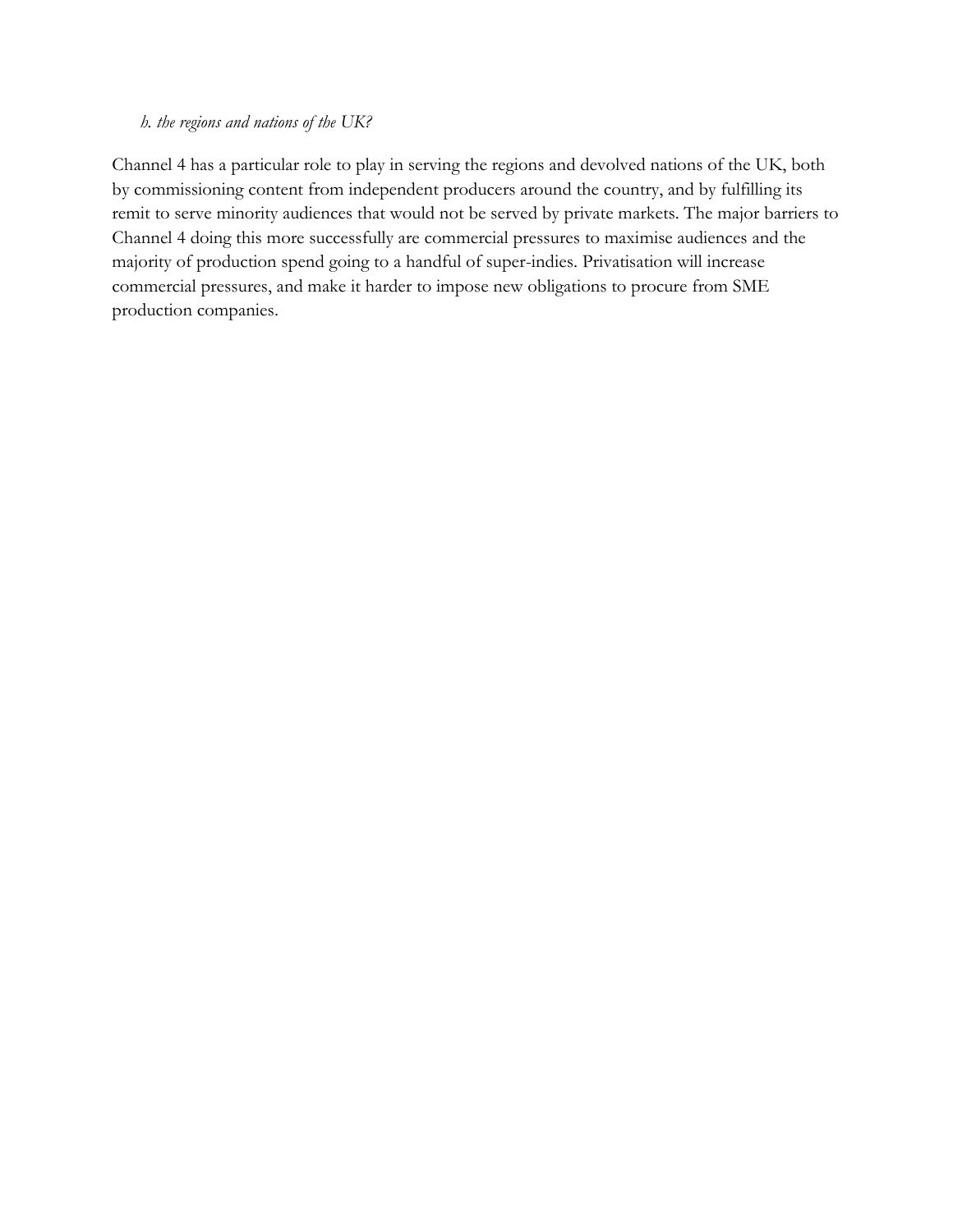*h. the regions and nations of the UK?*

Channel 4 has a particular role to play in serving the regions and devolved nations of the UK, both by commissioning content from independent producers around the country, and by fulfilling its remit to serve minority audiences that would not be served by private markets. The major barriers to Channel 4 doing this more successfully are commercial pressures to maximise audiences and the majority of production spend going to a handful of super-indies. Privatisation will increase commercial pressures, and make it harder to impose new obligations to procure from SME production companies.